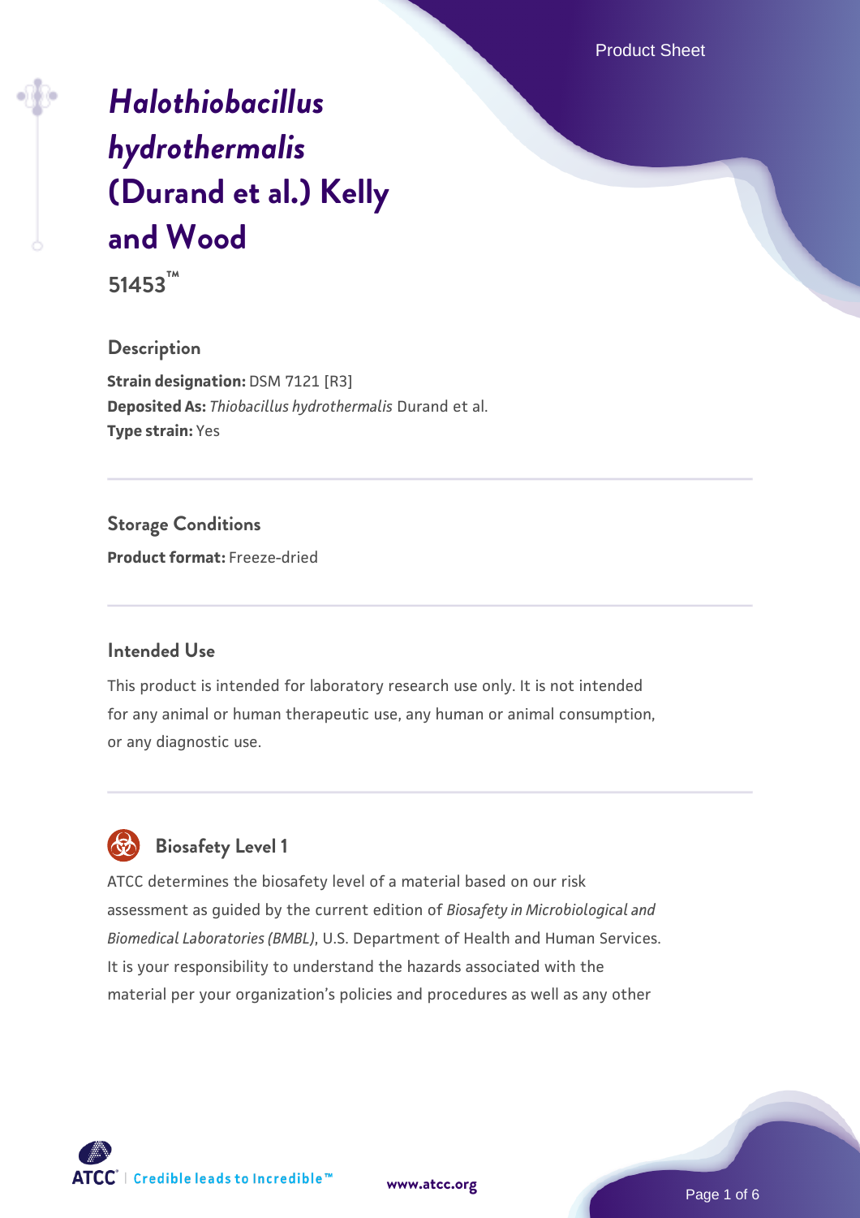# *Halothiobacillus hydrothermalis* (Durand et al.) Kelly and Wood

**51453™**

## Description

**Strain designation:** DSM 7121 [R3]

**Deposited As:** *Thiobacillus hydrothermalis* Durand et al.

**Type strain:** Yes

## Storage Conditions

**Product format:** Freeze-dried

## Intended Use

This product is intended for laboratory research use only. It is not intended for any animal or human therapeutic use, any human or animal consumption, or any diagnostic use.

## Biosafety Level 1

ATCC determines the biosafety level of a material based on our risk assessment as guided by the current edition of *Biosafety in Microbiological and Biomedical Laboratories (BMBL)*, U.S. Department of Health and Human Services. It is your responsibility to understand the hazards associated with the material per your organization's policies and procedures as well as any other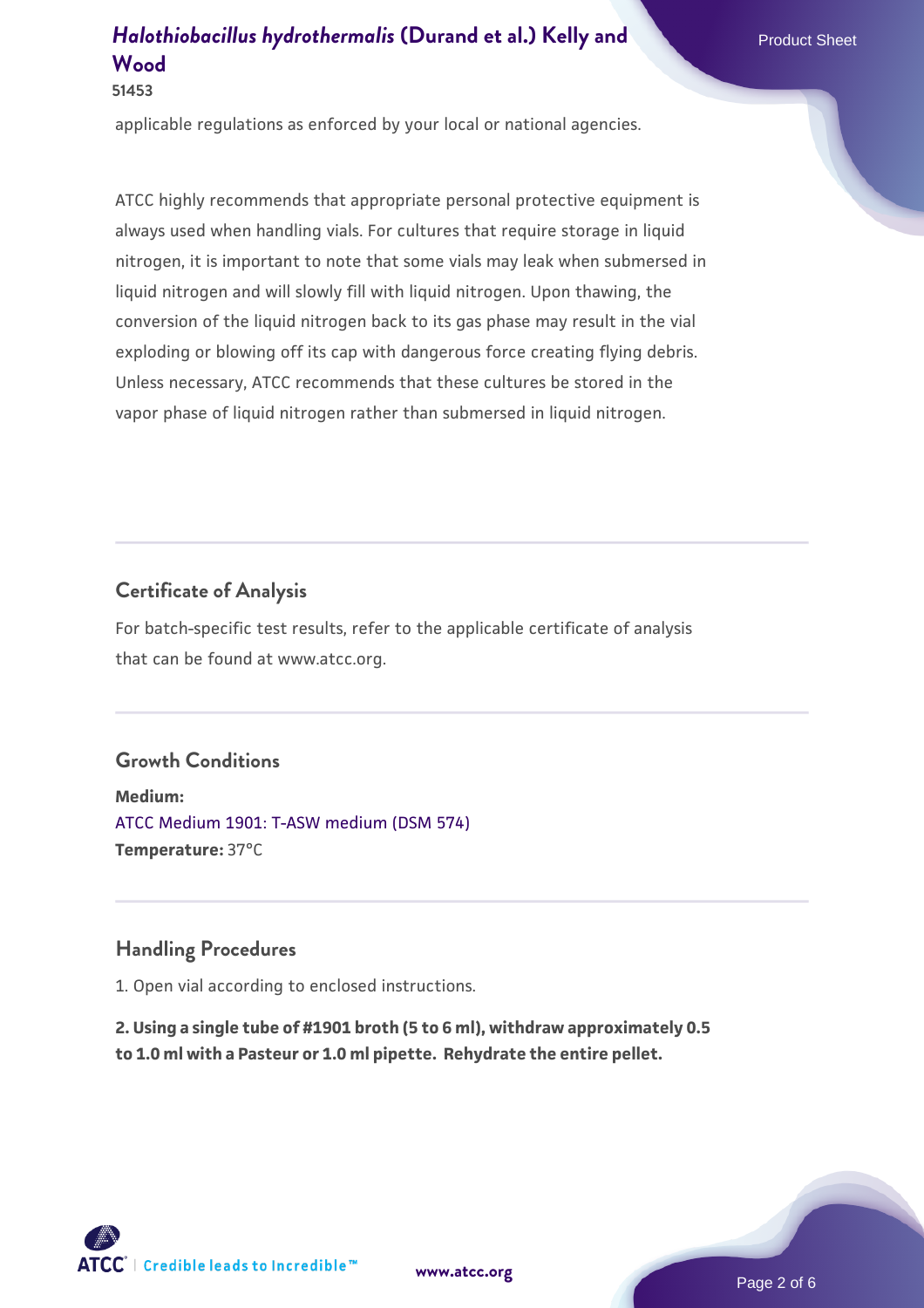applicable regulations as enforced by your local or national agencies.

ATCC highly recommends that appropriate personal protective equipment is always used when handling vials. For cultures that require storage in liquid nitrogen, it is important to note that some vials may leak when submersed in liquid nitrogen and will slowly fill with liquid nitrogen. Upon thawing, the conversion of the liquid nitrogen back to its gas phase may result in the vial exploding or blowing off its cap with dangerous force creating flying debris. Unless necessary, ATCC recommends that these cultures be stored in the vapor phase of liquid nitrogen rather than submersed in liquid nitrogen.

## Certificate of Analysis

For batch-specific test results, refer to the applicable certificate of analysis that can be found at www.atcc.org.

## Growth Conditions

**Medium:**
ATCC Medium 1901: T-ASW medium (DSM 574)
**Temperature:** 37°C

## Handling Procedures

1. Open vial according to enclosed instructions.

**2. Using a single tube of #1901 broth (5 to 6 ml), withdraw approximately 0.5 to 1.0 ml with a Pasteur or 1.0 ml pipette. Rehydrate the entire pellet.**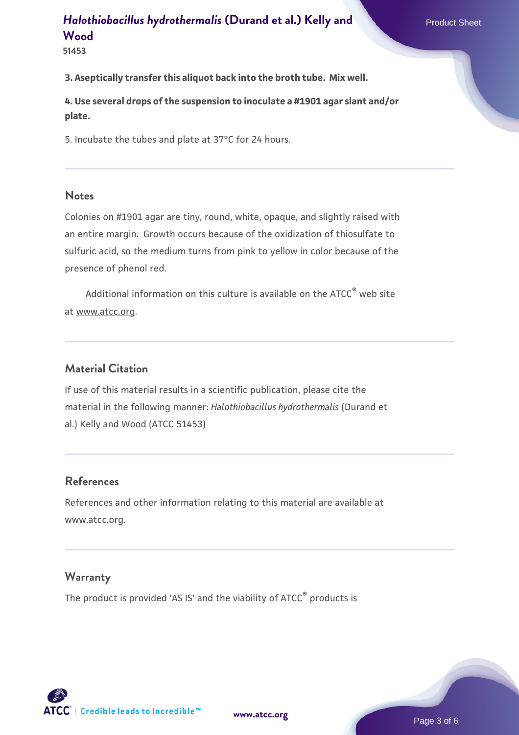**3. Aseptically transfer this aliquot back into the broth tube. Mix well.**

**4. Use several drops of the suspension to inoculate a #1901 agar slant and/or plate.**

5. Incubate the tubes and plate at 37°C for 24 hours.

## Notes

Colonies on #1901 agar are tiny, round, white, opaque, and slightly raised with an entire margin. Growth occurs because of the oxidization of thiosulfate to sulfuric acid, so the medium turns from pink to yellow in color because of the presence of phenol red.

Additional information on this culture is available on the ATCC® web site at www.atcc.org.

## Material Citation

If use of this material results in a scientific publication, please cite the material in the following manner: *Halothiobacillus hydrothermalis* (Durand et al.) Kelly and Wood (ATCC 51453)

## References

References and other information relating to this material are available at www.atcc.org.

## Warranty

The product is provided 'AS IS' and the viability of ATCC® products is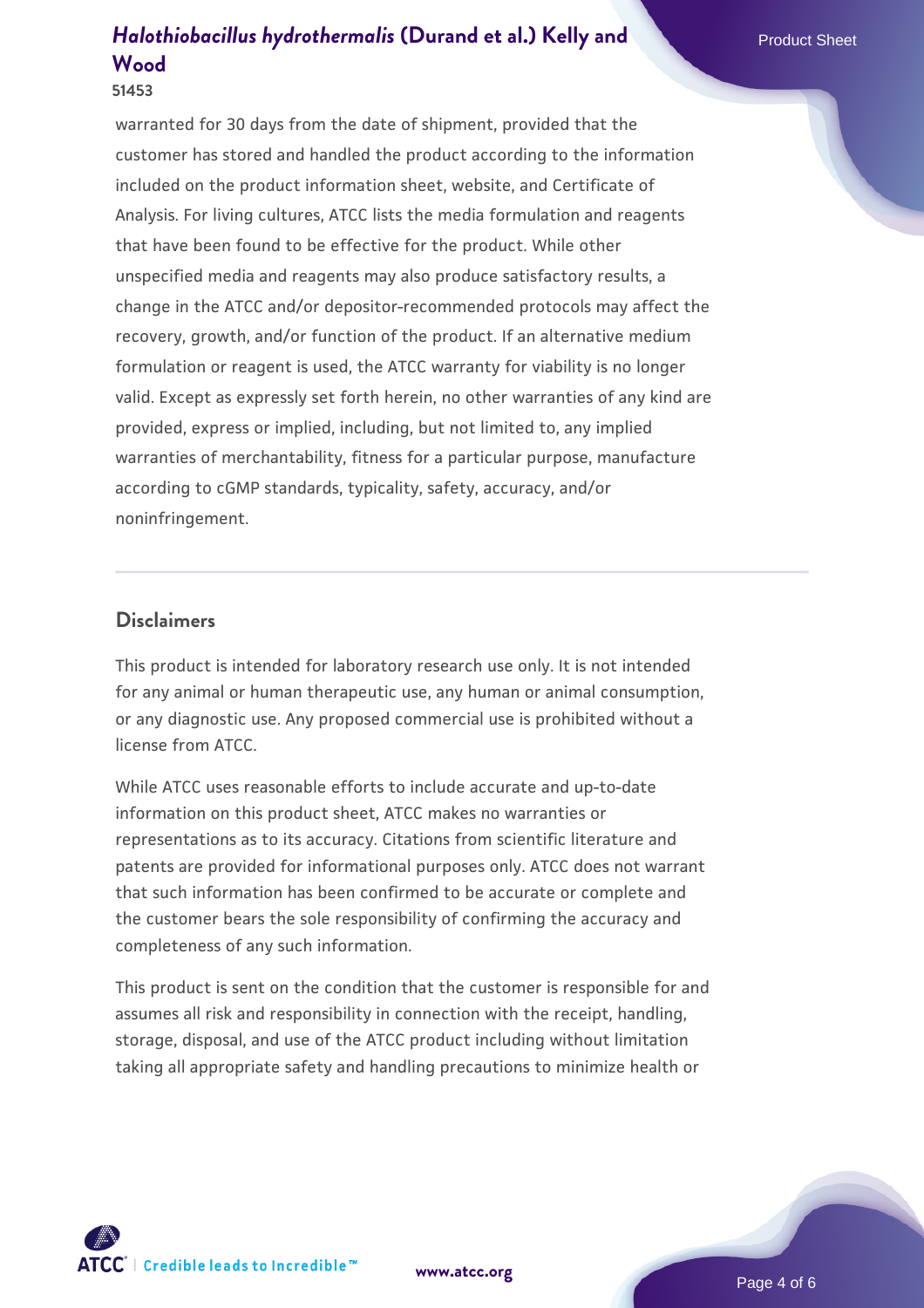warranted for 30 days from the date of shipment, provided that the customer has stored and handled the product according to the information included on the product information sheet, website, and Certificate of Analysis. For living cultures, ATCC lists the media formulation and reagents that have been found to be effective for the product. While other unspecified media and reagents may also produce satisfactory results, a change in the ATCC and/or depositor-recommended protocols may affect the recovery, growth, and/or function of the product. If an alternative medium formulation or reagent is used, the ATCC warranty for viability is no longer valid. Except as expressly set forth herein, no other warranties of any kind are provided, express or implied, including, but not limited to, any implied warranties of merchantability, fitness for a particular purpose, manufacture according to cGMP standards, typicality, safety, accuracy, and/or noninfringement.

## Disclaimers

This product is intended for laboratory research use only. It is not intended for any animal or human therapeutic use, any human or animal consumption, or any diagnostic use. Any proposed commercial use is prohibited without a license from ATCC.

While ATCC uses reasonable efforts to include accurate and up-to-date information on this product sheet, ATCC makes no warranties or representations as to its accuracy. Citations from scientific literature and patents are provided for informational purposes only. ATCC does not warrant that such information has been confirmed to be accurate or complete and the customer bears the sole responsibility of confirming the accuracy and completeness of any such information.

This product is sent on the condition that the customer is responsible for and assumes all risk and responsibility in connection with the receipt, handling, storage, disposal, and use of the ATCC product including without limitation taking all appropriate safety and handling precautions to minimize health or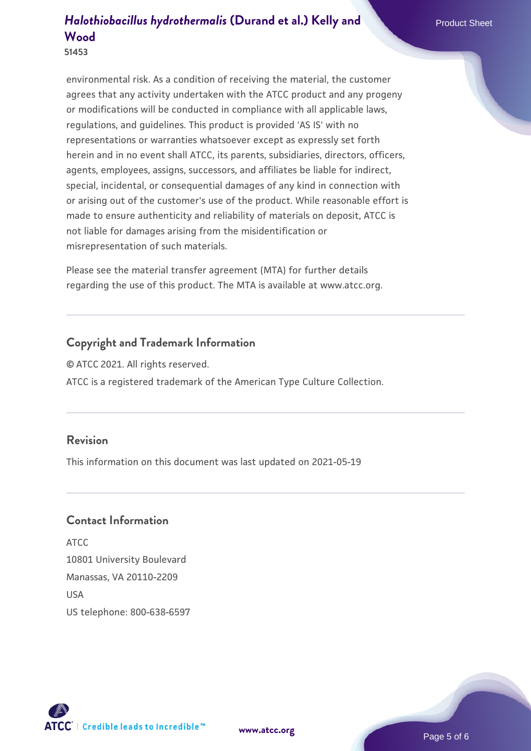environmental risk. As a condition of receiving the material, the customer agrees that any activity undertaken with the ATCC product and any progeny or modifications will be conducted in compliance with all applicable laws, regulations, and guidelines. This product is provided 'AS IS' with no representations or warranties whatsoever except as expressly set forth herein and in no event shall ATCC, its parents, subsidiaries, directors, officers, agents, employees, assigns, successors, and affiliates be liable for indirect, special, incidental, or consequential damages of any kind in connection with or arising out of the customer's use of the product. While reasonable effort is made to ensure authenticity and reliability of materials on deposit, ATCC is not liable for damages arising from the misidentification or misrepresentation of such materials.

Please see the material transfer agreement (MTA) for further details regarding the use of this product. The MTA is available at www.atcc.org.

## Copyright and Trademark Information

© ATCC 2021. All rights reserved.

ATCC is a registered trademark of the American Type Culture Collection.

## Revision

This information on this document was last updated on 2021-05-19

## Contact Information

ATCC
10801 University Boulevard
Manassas, VA 20110-2209
USA
US telephone: 800-638-6597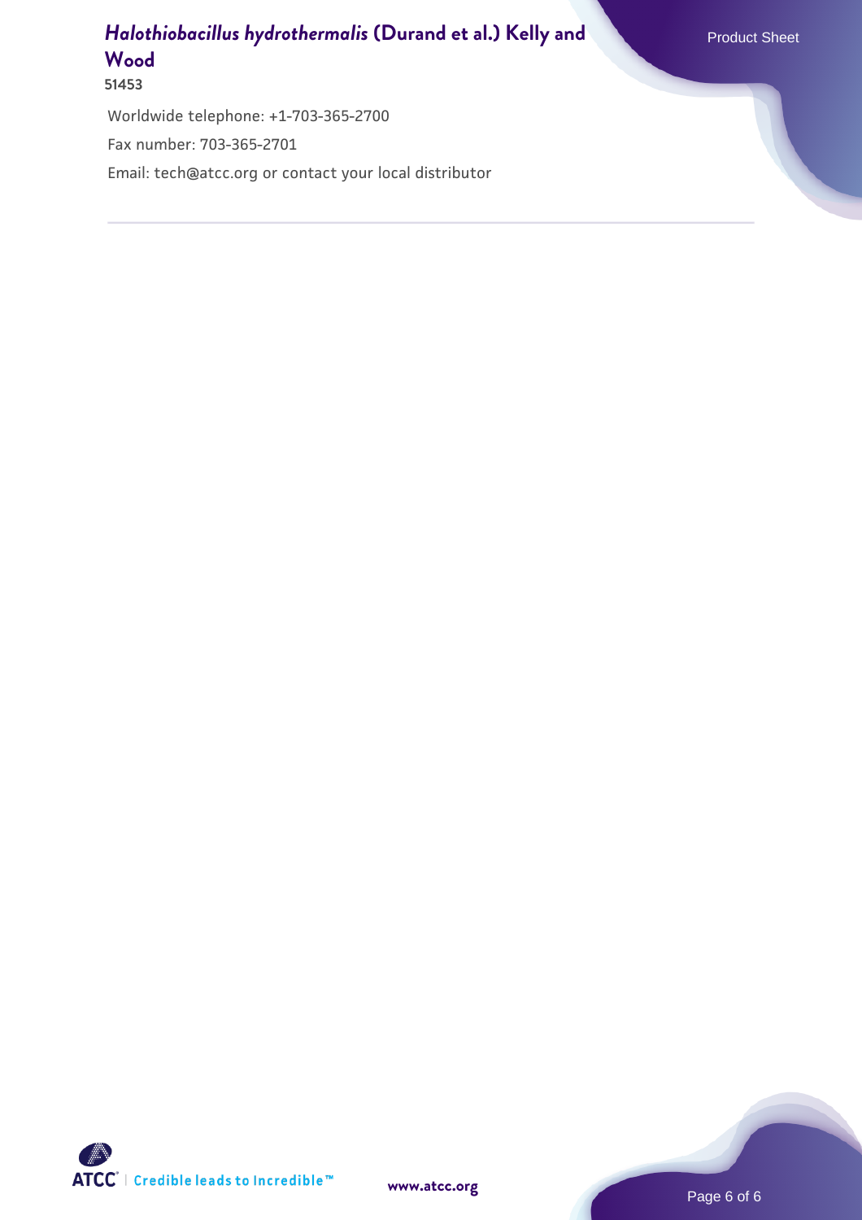Worldwide telephone: +1-703-365-2700

Fax number: 703-365-2701

Email: tech@atcc.org or contact your local distributor